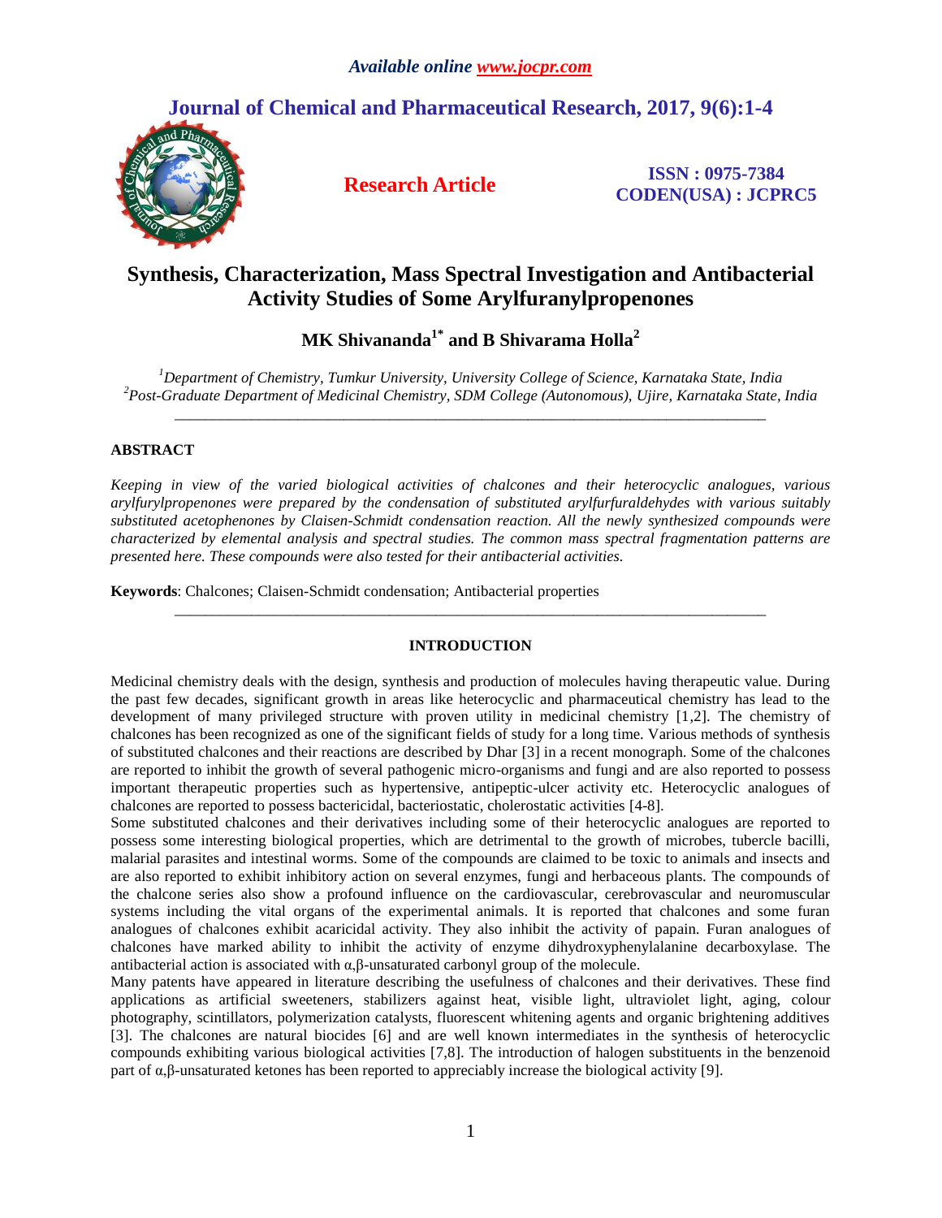# Synthesis, Characterization, Mass Spectral Investigation and Antibacterial Activity Studies of Some Arylfuranylpropenones

**MK Shivananda[1*] and B Shivarama Holla[2]**

[1]*Department of Chemistry, Tumkur University, University College of Science, Karnataka State, India*
[2]*Post-Graduate Department of Medicinal Chemistry, SDM College (Autonomous), Ujire, Karnataka State, India*

## ABSTRACT

*Keeping in view of the varied biological activities of chalcones and their heterocyclic analogues, various arylfurylpropenones were prepared by the condensation of substituted arylfurfuraldehydes with various suitably substituted acetophenones by Claisen-Schmidt condensation reaction. All the newly synthesized compounds were characterized by elemental analysis and spectral studies. The common mass spectral fragmentation patterns are presented here. These compounds were also tested for their antibacterial activities.*

**Keywords**: Chalcones; Claisen-Schmidt condensation; Antibacterial properties

## INTRODUCTION

Medicinal chemistry deals with the design, synthesis and production of molecules having therapeutic value. During the past few decades, significant growth in areas like heterocyclic and pharmaceutical chemistry has lead to the development of many privileged structure with proven utility in medicinal chemistry [1,2]. The chemistry of chalcones has been recognized as one of the significant fields of study for a long time. Various methods of synthesis of substituted chalcones and their reactions are described by Dhar [3] in a recent monograph. Some of the chalcones are reported to inhibit the growth of several pathogenic micro-organisms and fungi and are also reported to possess important therapeutic properties such as hypertensive, antipeptic-ulcer activity etc. Heterocyclic analogues of chalcones are reported to possess bactericidal, bacteriostatic, cholerostatic activities [4-8].

Some substituted chalcones and their derivatives including some of their heterocyclic analogues are reported to possess some interesting biological properties, which are detrimental to the growth of microbes, tubercle bacilli, malarial parasites and intestinal worms. Some of the compounds are claimed to be toxic to animals and insects and are also reported to exhibit inhibitory action on several enzymes, fungi and herbaceous plants. The compounds of the chalcone series also show a profound influence on the cardiovascular, cerebrovascular and neuromuscular systems including the vital organs of the experimental animals. It is reported that chalcones and some furan analogues of chalcones exhibit acaricidal activity. They also inhibit the activity of papain. Furan analogues of chalcones have marked ability to inhibit the activity of enzyme dihydroxyphenylalanine decarboxylase. The antibacterial action is associated with $\alpha,\beta$-unsaturated carbonyl group of the molecule.

Many patents have appeared in literature describing the usefulness of chalcones and their derivatives. These find applications as artificial sweeteners, stabilizers against heat, visible light, ultraviolet light, aging, colour photography, scintillators, polymerization catalysts, fluorescent whitening agents and organic brightening additives [3]. The chalcones are natural biocides [6] and are well known intermediates in the synthesis of heterocyclic compounds exhibiting various biological activities [7,8]. The introduction of halogen substituents in the benzenoid part of $\alpha,\beta$-unsaturated ketones has been reported to appreciably increase the biological activity [9].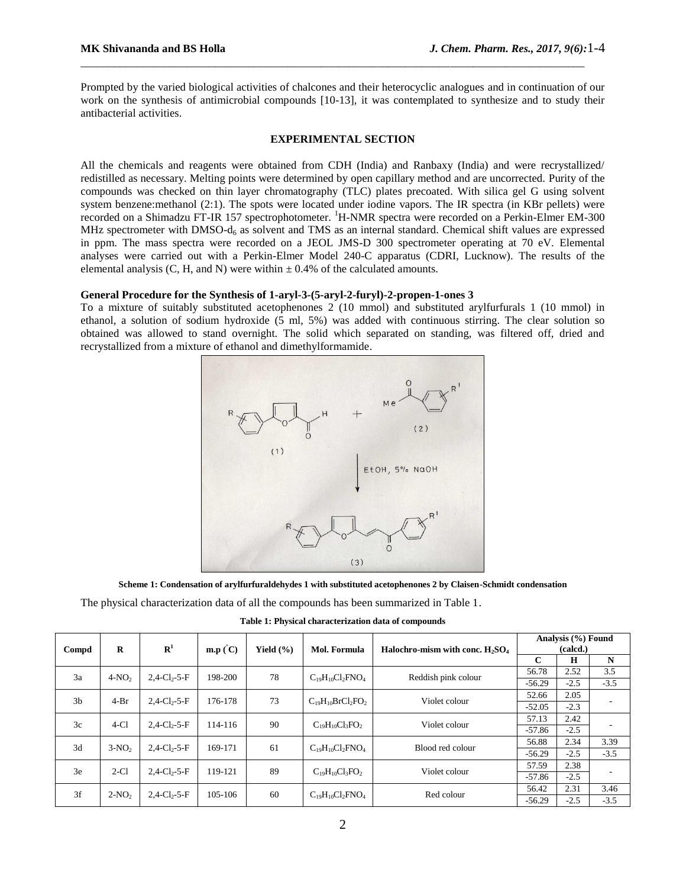Prompted by the varied biological activities of chalcones and their heterocyclic analogues and in continuation of our work on the synthesis of antimicrobial compounds [10-13], it was contemplated to synthesize and to study their antibacterial activities.

## EXPERIMENTAL SECTION

All the chemicals and reagents were obtained from CDH (India) and Ranbaxy (India) and were recrystallized/ redistilled as necessary. Melting points were determined by open capillary method and are uncorrected. Purity of the compounds was checked on thin layer chromatography (TLC) plates precoated. With silica gel G using solvent system benzene:methanol (2:1). The spots were located under iodine vapors. The IR spectra (in KBr pellets) were recorded on a Shimadzu FT-IR 157 spectrophotometer. $^{1}$H-NMR spectra were recorded on a Perkin-Elmer EM-300 MHz spectrometer with DMSO-$d_6$ as solvent and TMS as an internal standard. Chemical shift values are expressed in ppm. The mass spectra were recorded on a JEOL JMS-D 300 spectrometer operating at 70 eV. Elemental analyses were carried out with a Perkin-Elmer Model 240-C apparatus (CDRI, Lucknow). The results of the elemental analysis (C, H, and N) were within ± 0.4% of the calculated amounts.

### General Procedure for the Synthesis of 1-aryl-3-(5-aryl-2-furyl)-2-propen-1-ones 3

To a mixture of suitably substituted acetophenones 2 (10 mmol) and substituted arylfurfurals 1 (10 mmol) in ethanol, a solution of sodium hydroxide (5 ml, 5%) was added with continuous stirring. The clear solution so obtained was allowed to stand overnight. The solid which separated on standing, was filtered off, dried and recrystallized from a mixture of ethanol and dimethylformamide.

**Scheme 1: Condensation of arylfurfuraldehydes 1 with substituted acetophenones 2 by Claisen-Schmidt condensation**

The physical characterization data of all the compounds has been summarized in Table 1.

**Table 1: Physical characterization data of compounds**

| Compd | R | R[1] | m.p (°C) | Yield (%) | Mol. Formula | Halochro-mism with conc. $H_2SO_4$ | Analysis (%) Found (calcd.) | | |
|---|---|---|---|---|---|---|---|---|---|
| | | | | | | | C | H | N |
| 3a | 4-$NO_2$ | 2,4-$Cl_2$-5-F | 198-200 | 78 | $C_{19}H_{10}Cl_2FNO_4$ | Reddish pink colour | 56.78 | 2.52 | 3.5 |
| | | | | | | | -56.29 | -2.5 | -3.5 |
| 3b | 4-Br | 2,4-$Cl_2$-5-F | 176-178 | 73 | $C_{19}H_{10}BrCl_2FO_2$ | Violet colour | 52.66 | 2.05 | - |
| | | | | | | | -52.05 | -2.3 | |
| 3c | 4-Cl | 2,4-$Cl_2$-5-F | 114-116 | 90 | $C_{19}H_{10}Cl_3FO_2$ | Violet colour | 57.13 | 2.42 | - |
| | | | | | | | -57.86 | -2.5 | |
| 3d | 3-$NO_2$ | 2,4-$Cl_2$-5-F | 169-171 | 61 | $C_{19}H_{10}Cl_2FNO_4$ | Blood red colour | 56.88 | 2.34 | 3.39 |
| | | | | | | | -56.29 | -2.5 | -3.5 |
| 3e | 2-Cl | 2,4-$Cl_2$-5-F | 119-121 | 89 | $C_{19}H_{10}Cl_3FO_2$ | Violet colour | 57.59 | 2.38 | - |
| | | | | | | | -57.86 | -2.5 | |
| 3f | 2-$NO_2$ | 2,4-$Cl_2$-5-F | 105-106 | 60 | $C_{19}H_{10}Cl_2FNO_4$ | Red colour | 56.42 | 2.31 | 3.46 |
| | | | | | | | -56.29 | -2.5 | -3.5 |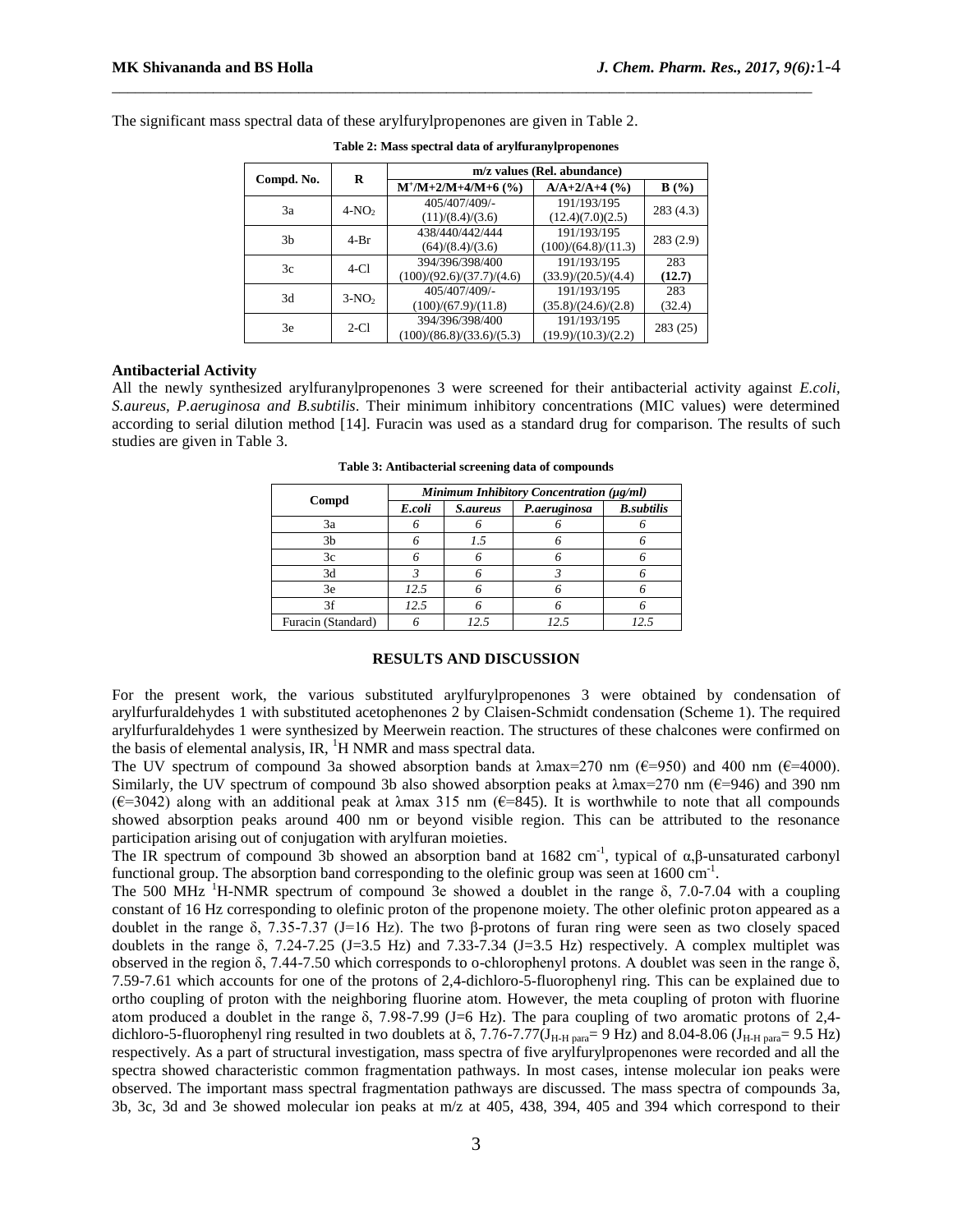The significant mass spectral data of these arylfurylpropenones are given in Table 2.

**Table 2: Mass spectral data of arylfuranylpropenones**

| Compd. No. | R | m/z values (Rel. abundance) | | |
|---|---|---|---|---|
| | | $M^+$/M+2/M+4/M+6 (%) | A/A+2/A+4 (%) | B (%) |
| 3a | 4-$NO_2$ | 405/407/409/- (11)/(8.4)/(3.6) | 191/193/195 (12.4)(7.0)(2.5) | 283 (4.3) |
| 3b | 4-Br | 438/440/442/444 (64)/(8.4)/(3.6) | 191/193/195 (100)/(64.8)/(11.3) | 283 (2.9) |
| 3c | 4-Cl | 394/396/398/400 (100)/(92.6)/(37.7)/(4.6) | 191/193/195 (33.9)/(20.5)/(4.4) | 283 **(12.7)** |
| 3d | 3-$NO_2$ | 405/407/409/- (100)/(67.9)/(11.8) | 191/193/195 (35.8)/(24.6)/(2.8) | 283 (32.4) |
| 3e | 2-Cl | 394/396/398/400 (100)/(86.8)/(33.6)/(5.3) | 191/193/195 (19.9)/(10.3)/(2.2) | 283 (25) |

**Antibacterial Activity**

All the newly synthesized arylfuranylpropenones 3 were screened for their antibacterial activity against *E.coli, S.aureus, P.aeruginosa and B.subtilis*. Their minimum inhibitory concentrations (MIC values) were determined according to serial dilution method [14]. Furacin was used as a standard drug for comparison. The results of such studies are given in Table 3.

**Table 3: Antibacterial screening data of compounds**

| Compd | *Minimum Inhibitory Concentration (µg/ml)* | | | |
|---|---|---|---|---|
| | *E.coli* | *S.aureus* | *P.aeruginosa* | *B.subtilis* |
| 3a | *6* | *6* | *6* | *6* |
| 3b | *6* | *1.5* | *6* | *6* |
| 3c | *6* | *6* | *6* | *6* |
| 3d | *3* | *6* | *3* | *6* |
| 3e | *12.5* | *6* | *6* | *6* |
| 3f | *12.5* | *6* | *6* | *6* |
| Furacin (Standard) | *6* | *12.5* | *12.5* | *12.5* |

## RESULTS AND DISCUSSION

For the present work, the various substituted arylfurylpropenones 3 were obtained by condensation of arylfurfuraldehydes 1 with substituted acetophenones 2 by Claisen-Schmidt condensation (Scheme 1). The required arylfurfuraldehydes 1 were synthesized by Meerwein reaction. The structures of these chalcones were confirmed on the basis of elemental analysis, IR, $^1$H NMR and mass spectral data.

The UV spectrum of compound 3a showed absorption bands at λmax=270 nm (€=950) and 400 nm (€=4000). Similarly, the UV spectrum of compound 3b also showed absorption peaks at λmax=270 nm (€=946) and 390 nm (€=3042) along with an additional peak at λmax 315 nm (€=845). It is worthwhile to note that all compounds showed absorption peaks around 400 nm or beyond visible region. This can be attributed to the resonance participation arising out of conjugation with arylfuran moieties.

The IR spectrum of compound 3b showed an absorption band at 1682 cm$^{-1}$, typical of α,β-unsaturated carbonyl functional group. The absorption band corresponding to the olefinic group was seen at 1600 cm$^{-1}$.

The 500 MHz $^1$H-NMR spectrum of compound 3e showed a doublet in the range δ, 7.0-7.04 with a coupling constant of 16 Hz corresponding to olefinic proton of the propenone moiety. The other olefinic proton appeared as a doublet in the range δ, 7.35-7.37 (J=16 Hz). The two β-protons of furan ring were seen as two closely spaced doublets in the range δ, 7.24-7.25 (J=3.5 Hz) and 7.33-7.34 (J=3.5 Hz) respectively. A complex multiplet was observed in the region δ, 7.44-7.50 which corresponds to o-chlorophenyl protons. A doublet was seen in the range δ, 7.59-7.61 which accounts for one of the protons of 2,4-dichloro-5-fluorophenyl ring. This can be explained due to ortho coupling of proton with the neighboring fluorine atom. However, the meta coupling of proton with fluorine atom produced a doublet in the range δ, 7.98-7.99 (J=6 Hz). The para coupling of two aromatic protons of 2,4-dichloro-5-fluorophenyl ring resulted in two doublets at δ, 7.76-7.77($J_{H\text{-}H\ para}$= 9 Hz) and 8.04-8.06 ($J_{H\text{-}H\ para}$= 9.5 Hz) respectively. As a part of structural investigation, mass spectra of five arylfurylpropenones were recorded and all the spectra showed characteristic common fragmentation pathways. In most cases, intense molecular ion peaks were observed. The important mass spectral fragmentation pathways are discussed. The mass spectra of compounds 3a, 3b, 3c, 3d and 3e showed molecular ion peaks at m/z at 405, 438, 394, 405 and 394 which correspond to their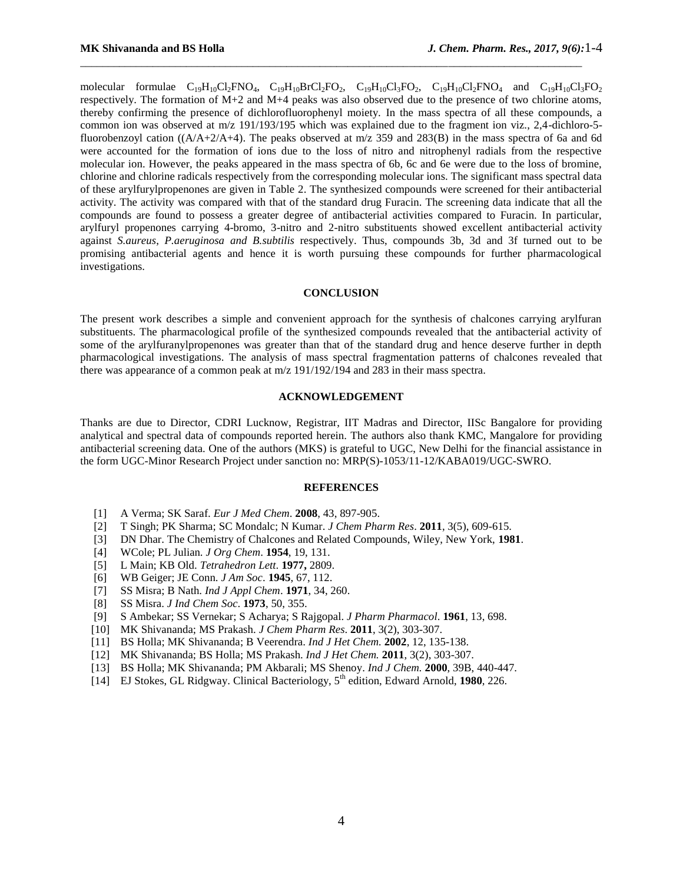molecular formulae $C_{19}H_{10}Cl_2FNO_4$, $C_{19}H_{10}BrCl_2FO_2$, $C_{19}H_{10}Cl_3FO_2$, $C_{19}H_{10}Cl_2FNO_4$ and $C_{19}H_{10}Cl_3FO_2$ respectively. The formation of M+2 and M+4 peaks was also observed due to the presence of two chlorine atoms, thereby confirming the presence of dichlorofluorophenyl moiety. In the mass spectra of all these compounds, a common ion was observed at m/z 191/193/195 which was explained due to the fragment ion viz., 2,4-dichloro-5-fluorobenzoyl cation ((A/A+2/A+4). The peaks observed at m/z 359 and 283(B) in the mass spectra of 6a and 6d were accounted for the formation of ions due to the loss of nitro and nitrophenyl radials from the respective molecular ion. However, the peaks appeared in the mass spectra of 6b, 6c and 6e were due to the loss of bromine, chlorine and chlorine radicals respectively from the corresponding molecular ions. The significant mass spectral data of these arylfurylpropenones are given in Table 2. The synthesized compounds were screened for their antibacterial activity. The activity was compared with that of the standard drug Furacin. The screening data indicate that all the compounds are found to possess a greater degree of antibacterial activities compared to Furacin. In particular, arylfuryl propenones carrying 4-bromo, 3-nitro and 2-nitro substituents showed excellent antibacterial activity against *S.aureus, P.aeruginosa and B.subtilis* respectively. Thus, compounds 3b, 3d and 3f turned out to be promising antibacterial agents and hence it is worth pursuing these compounds for further pharmacological investigations.

## CONCLUSION

The present work describes a simple and convenient approach for the synthesis of chalcones carrying arylfuran substituents. The pharmacological profile of the synthesized compounds revealed that the antibacterial activity of some of the arylfuranylpropenones was greater than that of the standard drug and hence deserve further in depth pharmacological investigations. The analysis of mass spectral fragmentation patterns of chalcones revealed that there was appearance of a common peak at m/z 191/192/194 and 283 in their mass spectra.

## ACKNOWLEDGEMENT

Thanks are due to Director, CDRI Lucknow, Registrar, IIT Madras and Director, IISc Bangalore for providing analytical and spectral data of compounds reported herein. The authors also thank KMC, Mangalore for providing antibacterial screening data. One of the authors (MKS) is grateful to UGC, New Delhi for the financial assistance in the form UGC-Minor Research Project under sanction no: MRP(S)-1053/11-12/KABA019/UGC-SWRO.

## REFERENCES

[1] A Verma; SK Saraf. *Eur J Med Chem*. **2008**, 43, 897-905.
[2] T Singh; PK Sharma; SC Mondalc; N Kumar. *J Chem Pharm Res*. **2011**, 3(5), 609-615.
[3] DN Dhar. The Chemistry of Chalcones and Related Compounds, Wiley, New York, **1981**.
[4] WCole; PL Julian. *J Org Chem*. **1954**, 19, 131.
[5] L Main; KB Old. *Tetrahedron Lett*. **1977,** 2809.
[6] WB Geiger; JE Conn. *J Am Soc*. **1945**, 67, 112.
[7] SS Misra; B Nath. *Ind J Appl Chem*. **1971**, 34, 260.
[8] SS Misra. *J Ind Chem Soc*. **1973**, 50, 355.
[9] S Ambekar; SS Vernekar; S Acharya; S Rajgopal. *J Pharm Pharmacol*. **1961**, 13, 698.
[10] MK Shivananda; MS Prakash. *J Chem Pharm Res*. **2011**, 3(2), 303-307.
[11] BS Holla; MK Shivananda; B Veerendra. *Ind J Het Chem.* **2002**, 12, 135-138.
[12] MK Shivananda; BS Holla; MS Prakash. *Ind J Het Chem.* **2011**, 3(2), 303-307.
[13] BS Holla; MK Shivananda; PM Akbarali; MS Shenoy. *Ind J Chem.* **2000**, 39B, 440-447.
[14] EJ Stokes, GL Ridgway. Clinical Bacteriology, 5th edition, Edward Arnold, **1980**, 226.